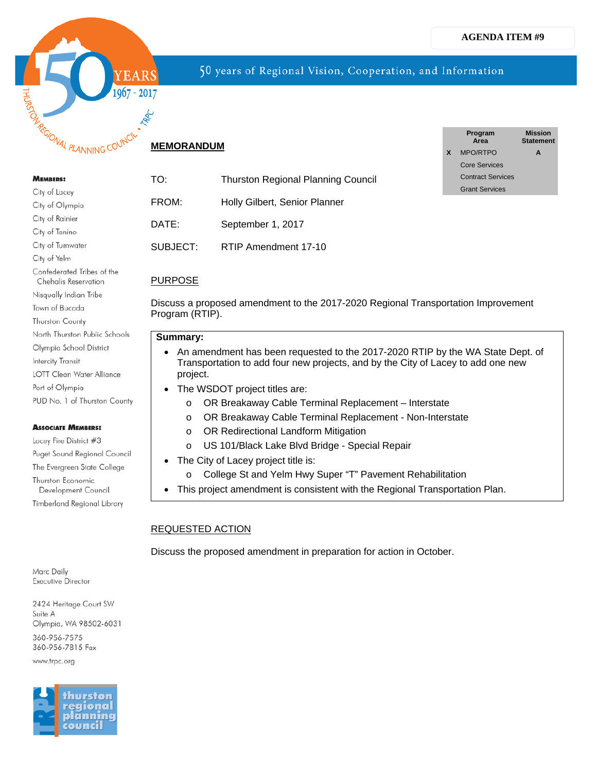AGENDA ITEM #9

50 years of Regional Vision, Cooperation, and Information

| | Program Area | Mission Statement |
|---|---|---|
| X | MPO/RTPO | A |
| | Core Services | |
| | Contract Services | |
| | Grant Services | |

## MEMORANDUM

TO: Thurston Regional Planning Council

FROM: Holly Gilbert, Senior Planner

DATE: September 1, 2017

SUBJECT: RTIP Amendment 17-10

### PURPOSE

Discuss a proposed amendment to the 2017-2020 Regional Transportation Improvement Program (RTIP).

**Summary:**

- An amendment has been requested to the 2017-2020 RTIP by the WA State Dept. of Transportation to add four new projects, and by the City of Lacey to add one new project.
- The WSDOT project titles are:
  - OR Breakaway Cable Terminal Replacement – Interstate
  - OR Breakaway Cable Terminal Replacement - Non-Interstate
  - OR Redirectional Landform Mitigation
  - US 101/Black Lake Blvd Bridge - Special Repair
- The City of Lacey project title is:
  - College St and Yelm Hwy Super "T" Pavement Rehabilitation
- This project amendment is consistent with the Regional Transportation Plan.

### REQUESTED ACTION

Discuss the proposed amendment in preparation for action in October.

**Members:**
City of Lacey
City of Olympia
City of Rainier
City of Tenino
City of Tumwater
City of Yelm
Confederated Tribes of the Chehalis Reservation
Nisqually Indian Tribe
Town of Bucoda
Thurston County
North Thurston Public Schools
Olympia School District
Intercity Transit
LOTT Clean Water Alliance
Port of Olympia
PUD No. 1 of Thurston County

**Associate Members:**
Lacey Fire District #3
Puget Sound Regional Council
The Evergreen State College
Thurston Economic Development Council
Timberland Regional Library

Marc Daily
Executive Director

2424 Heritage Court SW
Suite A
Olympia, WA 98502-6031

360-956-7575
360-956-7815 Fax

www.trpc.org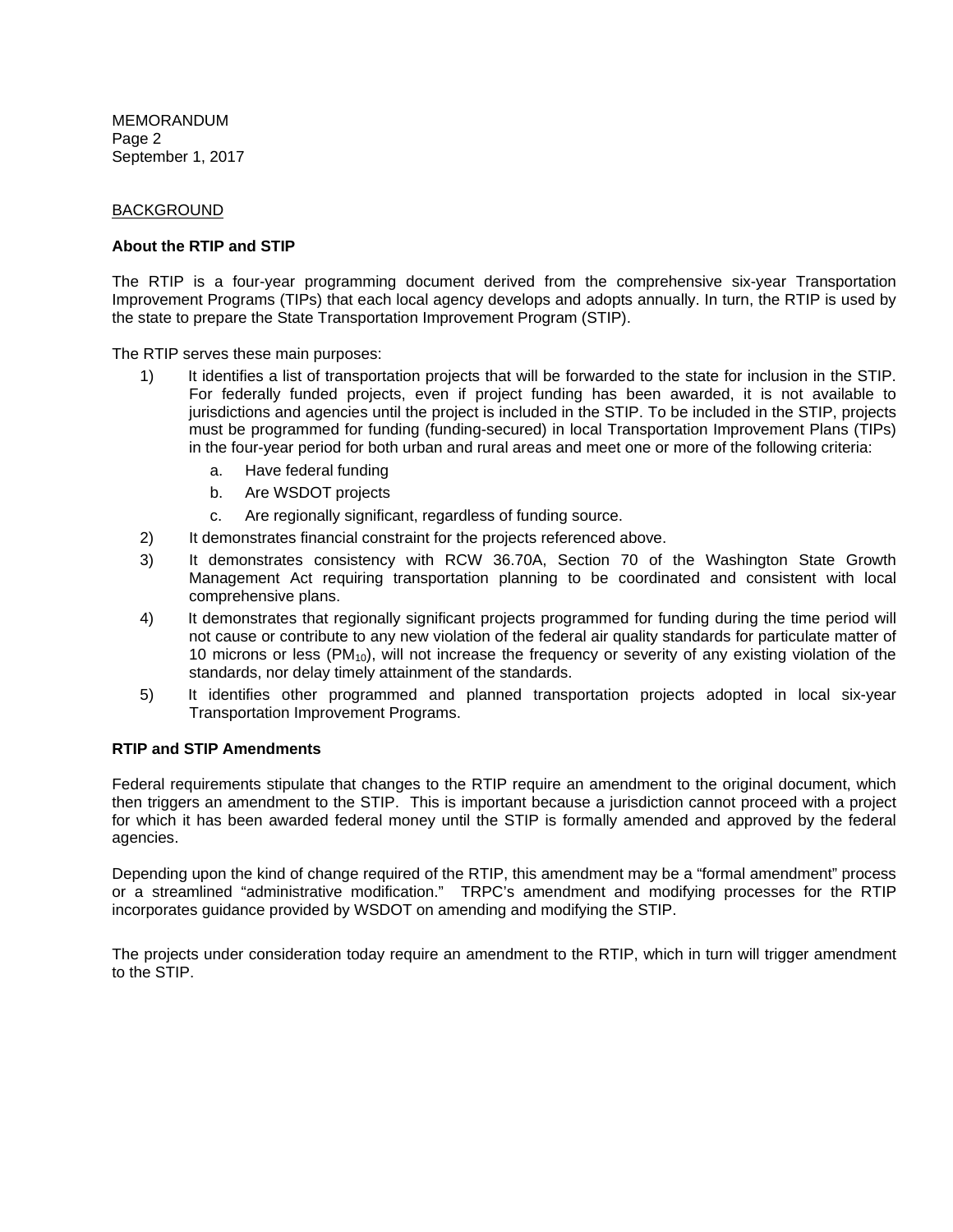BACKGROUND

**About the RTIP and STIP**

The RTIP is a four-year programming document derived from the comprehensive six-year Transportation Improvement Programs (TIPs) that each local agency develops and adopts annually. In turn, the RTIP is used by the state to prepare the State Transportation Improvement Program (STIP).

The RTIP serves these main purposes:

1) It identifies a list of transportation projects that will be forwarded to the state for inclusion in the STIP. For federally funded projects, even if project funding has been awarded, it is not available to jurisdictions and agencies until the project is included in the STIP. To be included in the STIP, projects must be programmed for funding (funding-secured) in local Transportation Improvement Plans (TIPs) in the four-year period for both urban and rural areas and meet one or more of the following criteria:
   a. Have federal funding
   b. Are WSDOT projects
   c. Are regionally significant, regardless of funding source.
2) It demonstrates financial constraint for the projects referenced above.
3) It demonstrates consistency with RCW 36.70A, Section 70 of the Washington State Growth Management Act requiring transportation planning to be coordinated and consistent with local comprehensive plans.
4) It demonstrates that regionally significant projects programmed for funding during the time period will not cause or contribute to any new violation of the federal air quality standards for particulate matter of 10 microns or less ($PM_{10}$), will not increase the frequency or severity of any existing violation of the standards, nor delay timely attainment of the standards.
5) It identifies other programmed and planned transportation projects adopted in local six-year Transportation Improvement Programs.

**RTIP and STIP Amendments**

Federal requirements stipulate that changes to the RTIP require an amendment to the original document, which then triggers an amendment to the STIP. This is important because a jurisdiction cannot proceed with a project for which it has been awarded federal money until the STIP is formally amended and approved by the federal agencies.

Depending upon the kind of change required of the RTIP, this amendment may be a "formal amendment" process or a streamlined "administrative modification." TRPC's amendment and modifying processes for the RTIP incorporates guidance provided by WSDOT on amending and modifying the STIP.

The projects under consideration today require an amendment to the RTIP, which in turn will trigger amendment to the STIP.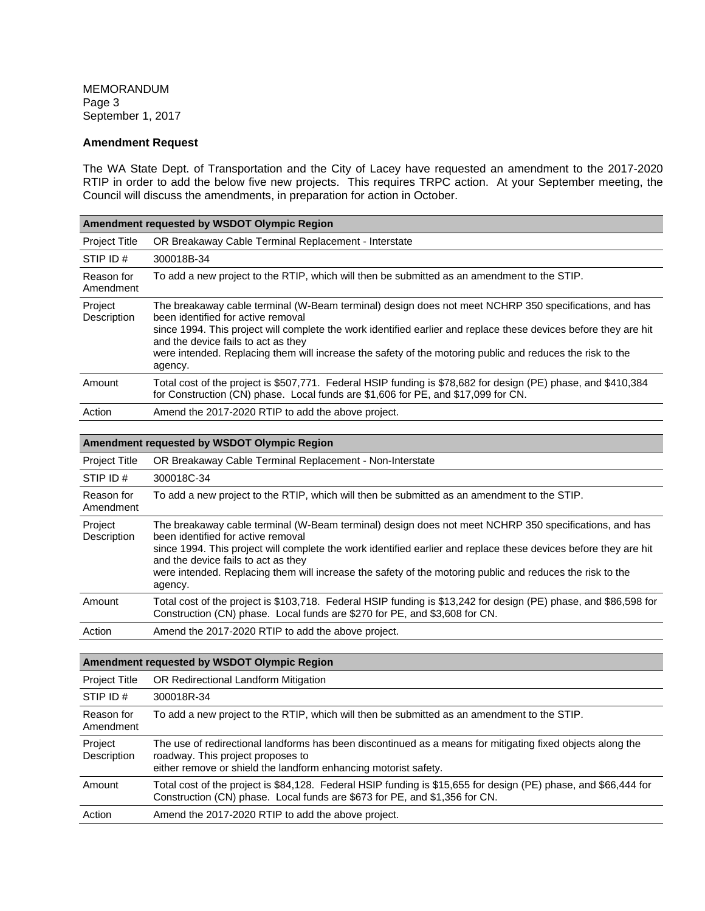MEMORANDUM
Page 3
September 1, 2017

**Amendment Request**

The WA State Dept. of Transportation and the City of Lacey have requested an amendment to the 2017-2020 RTIP in order to add the below five new projects. This requires TRPC action. At your September meeting, the Council will discuss the amendments, in preparation for action in October.

| **Amendment requested by WSDOT Olympic Region** | |
|---|---|
| Project Title | OR Breakaway Cable Terminal Replacement - Interstate |
| STIP ID # | 300018B-34 |
| Reason for Amendment | To add a new project to the RTIP, which will then be submitted as an amendment to the STIP. |
| Project Description | The breakaway cable terminal (W-Beam terminal) design does not meet NCHRP 350 specifications, and has been identified for active removal since 1994. This project will complete the work identified earlier and replace these devices before they are hit and the device fails to act as they were intended. Replacing them will increase the safety of the motoring public and reduces the risk to the agency. |
| Amount | Total cost of the project is $507,771. Federal HSIP funding is $78,682 for design (PE) phase, and $410,384 for Construction (CN) phase. Local funds are $1,606 for PE, and $17,099 for CN. |
| Action | Amend the 2017-2020 RTIP to add the above project. |

| **Amendment requested by WSDOT Olympic Region** | |
|---|---|
| Project Title | OR Breakaway Cable Terminal Replacement - Non-Interstate |
| STIP ID # | 300018C-34 |
| Reason for Amendment | To add a new project to the RTIP, which will then be submitted as an amendment to the STIP. |
| Project Description | The breakaway cable terminal (W-Beam terminal) design does not meet NCHRP 350 specifications, and has been identified for active removal since 1994. This project will complete the work identified earlier and replace these devices before they are hit and the device fails to act as they were intended. Replacing them will increase the safety of the motoring public and reduces the risk to the agency. |
| Amount | Total cost of the project is $103,718. Federal HSIP funding is $13,242 for design (PE) phase, and $86,598 for Construction (CN) phase. Local funds are $270 for PE, and $3,608 for CN. |
| Action | Amend the 2017-2020 RTIP to add the above project. |

| **Amendment requested by WSDOT Olympic Region** | |
|---|---|
| Project Title | OR Redirectional Landform Mitigation |
| STIP ID # | 300018R-34 |
| Reason for Amendment | To add a new project to the RTIP, which will then be submitted as an amendment to the STIP. |
| Project Description | The use of redirectional landforms has been discontinued as a means for mitigating fixed objects along the roadway. This project proposes to either remove or shield the landform enhancing motorist safety. |
| Amount | Total cost of the project is $84,128. Federal HSIP funding is $15,655 for design (PE) phase, and $66,444 for Construction (CN) phase. Local funds are $673 for PE, and $1,356 for CN. |
| Action | Amend the 2017-2020 RTIP to add the above project. |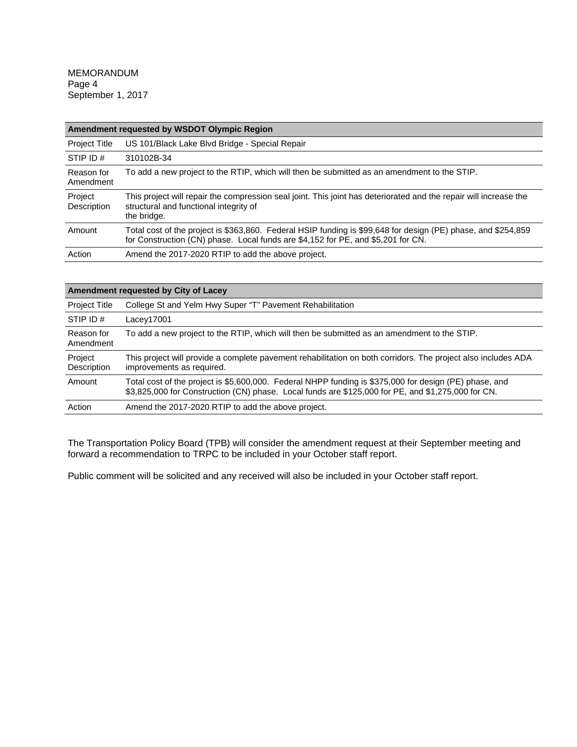| Amendment requested by WSDOT Olympic Region | |
|---|---|
| Project Title | US 101/Black Lake Blvd Bridge - Special Repair |
| STIP ID # | 310102B-34 |
| Reason for Amendment | To add a new project to the RTIP, which will then be submitted as an amendment to the STIP. |
| Project Description | This project will repair the compression seal joint. This joint has deteriorated and the repair will increase the structural and functional integrity of the bridge. |
| Amount | Total cost of the project is $363,860. Federal HSIP funding is $99,648 for design (PE) phase, and $254,859 for Construction (CN) phase. Local funds are $4,152 for PE, and $5,201 for CN. |
| Action | Amend the 2017-2020 RTIP to add the above project. |

| Amendment requested by City of Lacey | |
|---|---|
| Project Title | College St and Yelm Hwy Super "T" Pavement Rehabilitation |
| STIP ID # | Lacey17001 |
| Reason for Amendment | To add a new project to the RTIP, which will then be submitted as an amendment to the STIP. |
| Project Description | This project will provide a complete pavement rehabilitation on both corridors. The project also includes ADA improvements as required. |
| Amount | Total cost of the project is $5,600,000. Federal NHPP funding is $375,000 for design (PE) phase, and $3,825,000 for Construction (CN) phase. Local funds are $125,000 for PE, and $1,275,000 for CN. |
| Action | Amend the 2017-2020 RTIP to add the above project. |

The Transportation Policy Board (TPB) will consider the amendment request at their September meeting and forward a recommendation to TRPC to be included in your October staff report.

Public comment will be solicited and any received will also be included in your October staff report.